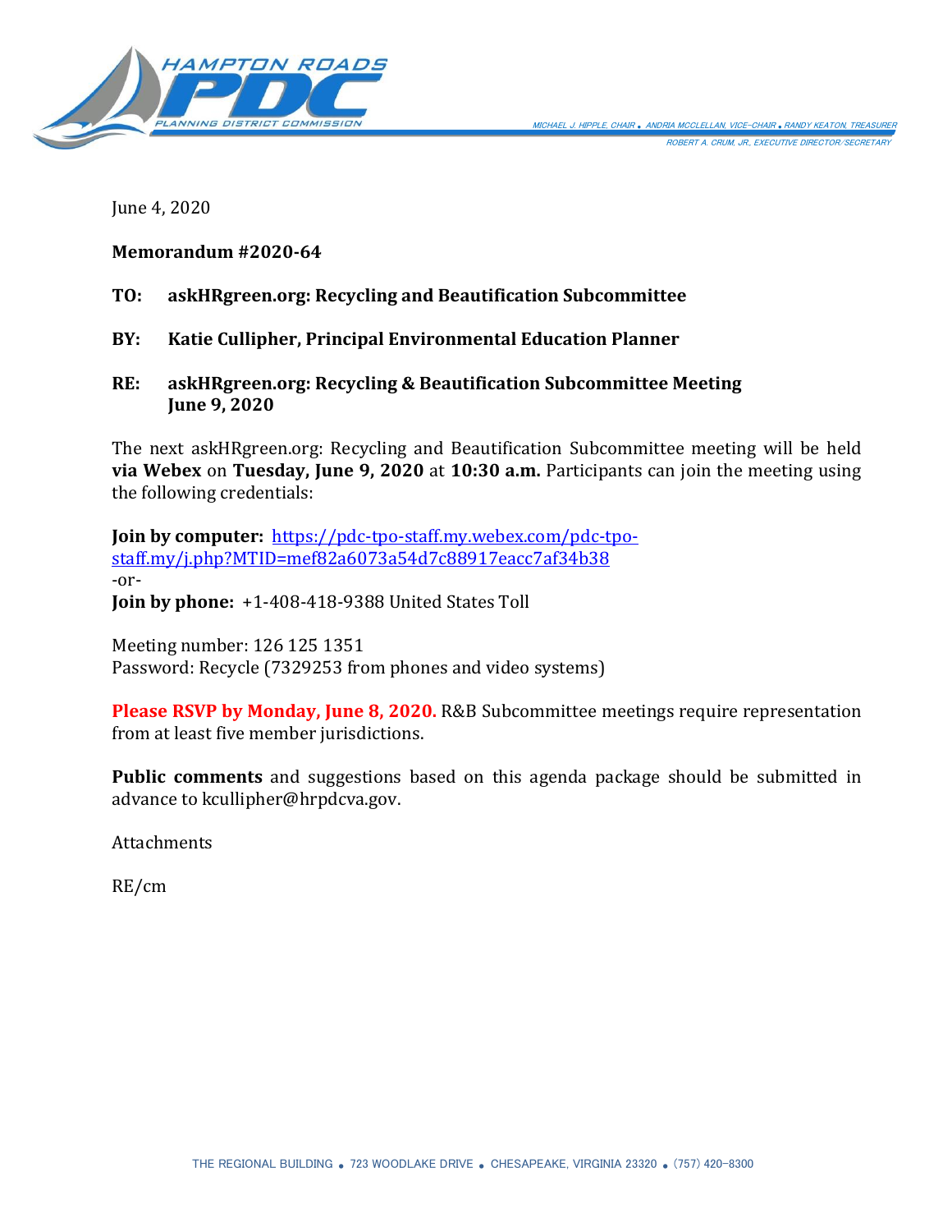HAMPTON ROADS PDC PLANNING DISTRICT COMMISSION

MICHAEL J. HIPPLE, CHAIR • ANDRIA MCCLELLAN, VICE-CHAIR • RANDY KEATON, TREASURER
ROBERT A. CRUM, JR., EXECUTIVE DIRECTOR/SECRETARY

June 4, 2020

**Memorandum #2020-64**

**TO: askHRgreen.org: Recycling and Beautification Subcommittee**

**BY: Katie Cullipher, Principal Environmental Education Planner**

**RE: askHRgreen.org: Recycling & Beautification Subcommittee Meeting June 9, 2020**

The next askHRgreen.org: Recycling and Beautification Subcommittee meeting will be held **via Webex** on **Tuesday, June 9, 2020** at **10:30 a.m.** Participants can join the meeting using the following credentials:

**Join by computer:** https://pdc-tpo-staff.my.webex.com/pdc-tpo-staff.my/j.php?MTID=mef82a6073a54d7c88917eacc7af34b38
-or-
**Join by phone:** +1-408-418-9388 United States Toll

Meeting number: 126 125 1351
Password: Recycle (7329253 from phones and video systems)

**Please RSVP by Monday, June 8, 2020.** R&B Subcommittee meetings require representation from at least five member jurisdictions.

**Public comments** and suggestions based on this agenda package should be submitted in advance to kcullipher@hrpdcva.gov.

Attachments

RE/cm

THE REGIONAL BUILDING • 723 WOODLAKE DRIVE • CHESAPEAKE, VIRGINIA 23320 • (757) 420-8300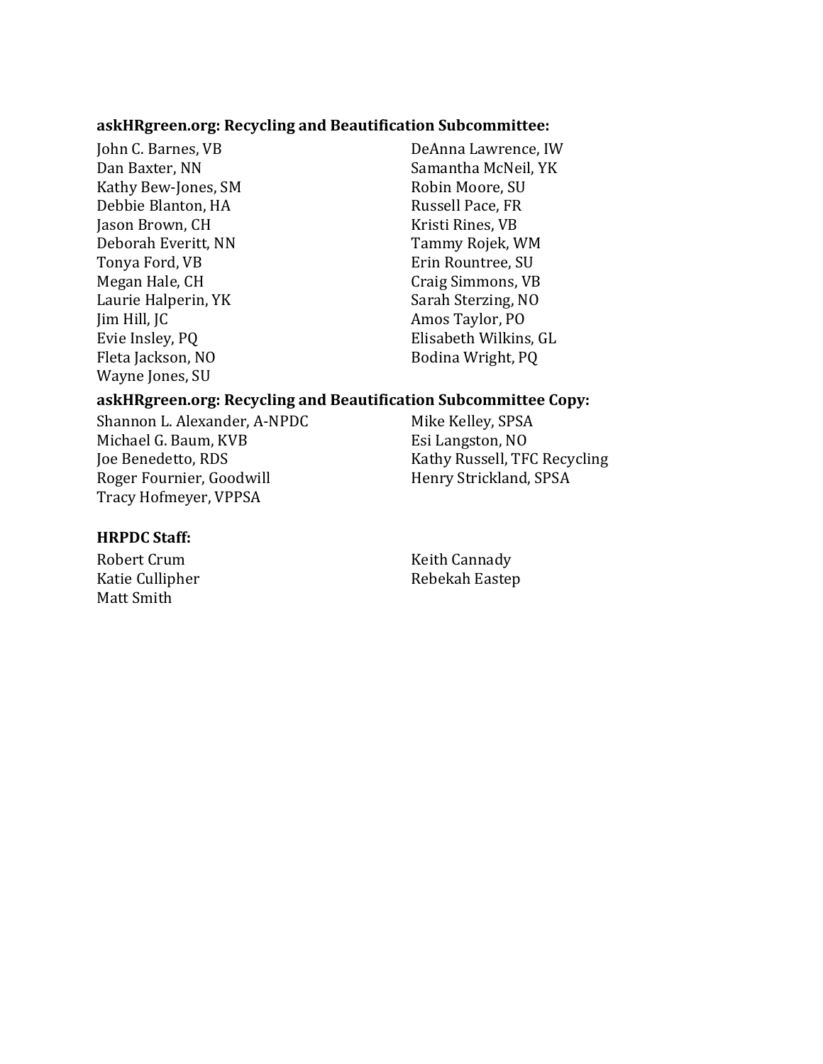**askHRgreen.org: Recycling and Beautification Subcommittee:**

John C. Barnes, VB
Dan Baxter, NN
Kathy Bew-Jones, SM
Debbie Blanton, HA
Jason Brown, CH
Deborah Everitt, NN
Tonya Ford, VB
Megan Hale, CH
Laurie Halperin, YK
Jim Hill, JC
Evie Insley, PQ
Fleta Jackson, NO
Wayne Jones, SU
DeAnna Lawrence, IW
Samantha McNeil, YK
Robin Moore, SU
Russell Pace, FR
Kristi Rines, VB
Tammy Rojek, WM
Erin Rountree, SU
Craig Simmons, VB
Sarah Sterzing, NO
Amos Taylor, PO
Elisabeth Wilkins, GL
Bodina Wright, PQ

**askHRgreen.org: Recycling and Beautification Subcommittee Copy:**

Shannon L. Alexander, A-NPDC
Michael G. Baum, KVB
Joe Benedetto, RDS
Roger Fournier, Goodwill
Tracy Hofmeyer, VPPSA
Mike Kelley, SPSA
Esi Langston, NO
Kathy Russell, TFC Recycling
Henry Strickland, SPSA

**HRPDC Staff:**

Robert Crum
Katie Cullipher
Matt Smith
Keith Cannady
Rebekah Eastep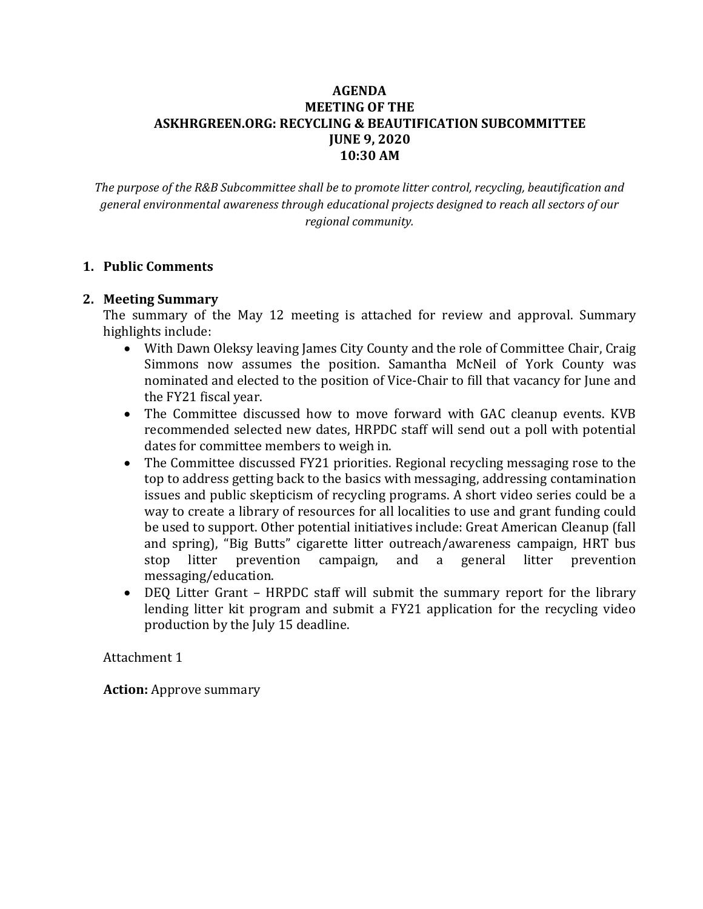**AGENDA**
**MEETING OF THE**
**ASKHRGREEN.ORG: RECYCLING & BEAUTIFICATION SUBCOMMITTEE**
**JUNE 9, 2020**
**10:30 AM**

*The purpose of the R&B Subcommittee shall be to promote litter control, recycling, beautification and general environmental awareness through educational projects designed to reach all sectors of our regional community.*

1. **Public Comments**

2. **Meeting Summary**

   The summary of the May 12 meeting is attached for review and approval. Summary highlights include:

   - With Dawn Oleksy leaving James City County and the role of Committee Chair, Craig Simmons now assumes the position. Samantha McNeil of York County was nominated and elected to the position of Vice-Chair to fill that vacancy for June and the FY21 fiscal year.
   - The Committee discussed how to move forward with GAC cleanup events. KVB recommended selected new dates, HRPDC staff will send out a poll with potential dates for committee members to weigh in.
   - The Committee discussed FY21 priorities. Regional recycling messaging rose to the top to address getting back to the basics with messaging, addressing contamination issues and public skepticism of recycling programs. A short video series could be a way to create a library of resources for all localities to use and grant funding could be used to support. Other potential initiatives include: Great American Cleanup (fall and spring), "Big Butts" cigarette litter outreach/awareness campaign, HRT bus stop litter prevention campaign, and a general litter prevention messaging/education.
   - DEQ Litter Grant – HRPDC staff will submit the summary report for the library lending litter kit program and submit a FY21 application for the recycling video production by the July 15 deadline.

   Attachment 1

   **Action:** Approve summary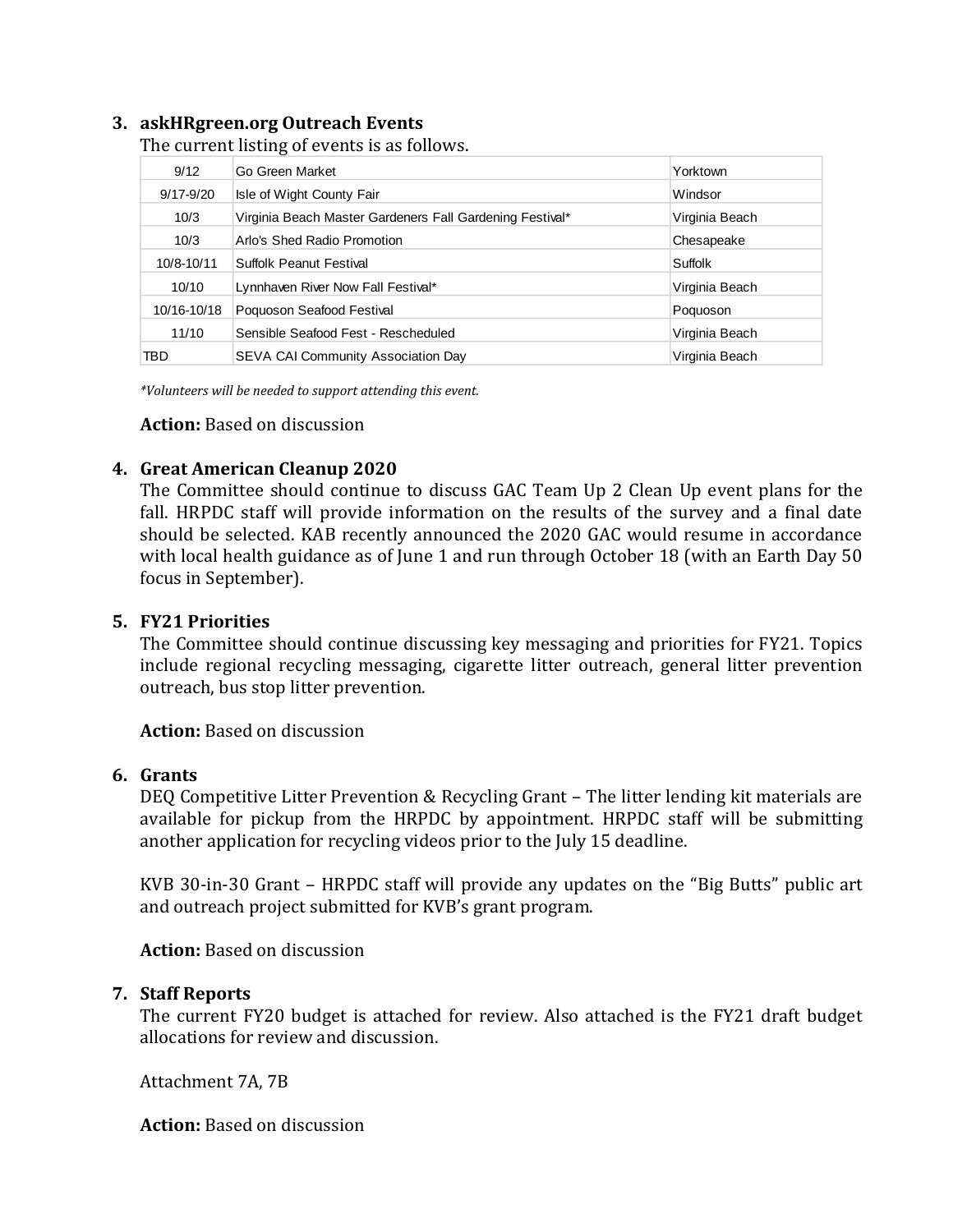3. **askHRgreen.org Outreach Events**

The current listing of events is as follows.

| | | |
|---|---|---|
| 9/12 | Go Green Market | Yorktown |
| 9/17-9/20 | Isle of Wight County Fair | Windsor |
| 10/3 | Virginia Beach Master Gardeners Fall Gardening Festival* | Virginia Beach |
| 10/3 | Arlo's Shed Radio Promotion | Chesapeake |
| 10/8-10/11 | Suffolk Peanut Festival | Suffolk |
| 10/10 | Lynnhaven River Now Fall Festival* | Virginia Beach |
| 10/16-10/18 | Poquoson Seafood Festival | Poquoson |
| 11/10 | Sensible Seafood Fest - Rescheduled | Virginia Beach |
| TBD | SEVA CAI Community Association Day | Virginia Beach |

*\*Volunteers will be needed to support attending this event.*

**Action:** Based on discussion

4. **Great American Cleanup 2020**

The Committee should continue to discuss GAC Team Up 2 Clean Up event plans for the fall. HRPDC staff will provide information on the results of the survey and a final date should be selected. KAB recently announced the 2020 GAC would resume in accordance with local health guidance as of June 1 and run through October 18 (with an Earth Day 50 focus in September).

5. **FY21 Priorities**

The Committee should continue discussing key messaging and priorities for FY21. Topics include regional recycling messaging, cigarette litter outreach, general litter prevention outreach, bus stop litter prevention.

**Action:** Based on discussion

6. **Grants**

DEQ Competitive Litter Prevention & Recycling Grant – The litter lending kit materials are available for pickup from the HRPDC by appointment. HRPDC staff will be submitting another application for recycling videos prior to the July 15 deadline.

KVB 30-in-30 Grant – HRPDC staff will provide any updates on the "Big Butts" public art and outreach project submitted for KVB's grant program.

**Action:** Based on discussion

7. **Staff Reports**

The current FY20 budget is attached for review. Also attached is the FY21 draft budget allocations for review and discussion.

Attachment 7A, 7B

**Action:** Based on discussion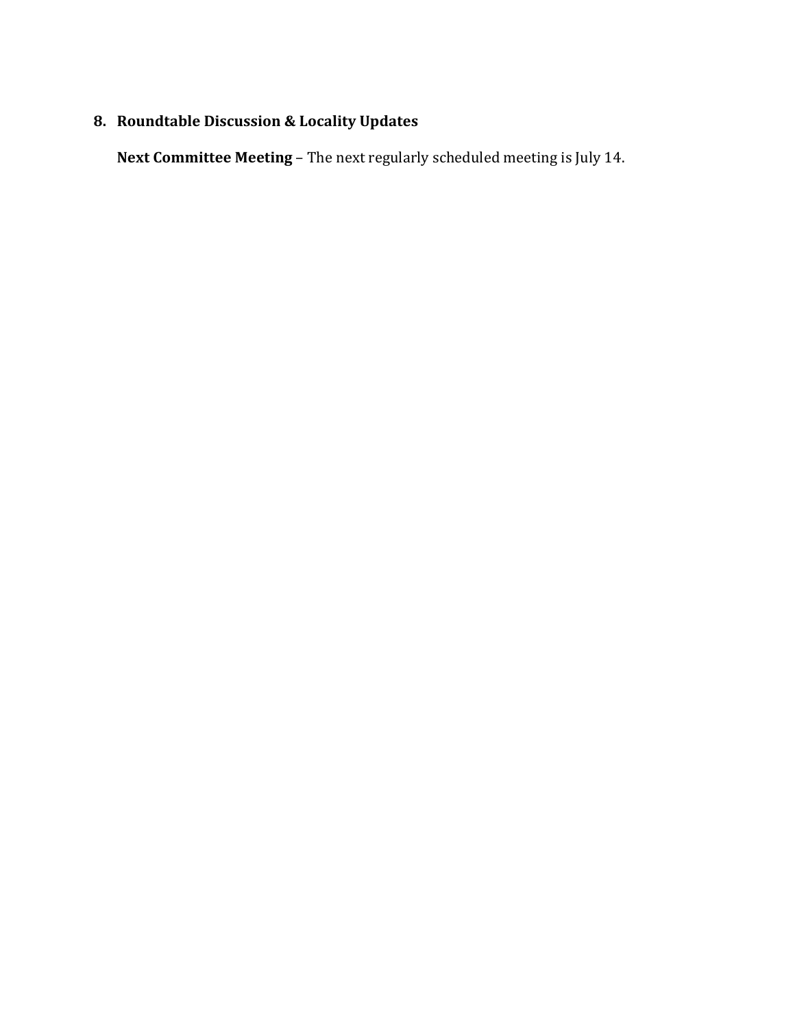8. **Roundtable Discussion & Locality Updates**

    **Next Committee Meeting** – The next regularly scheduled meeting is July 14.